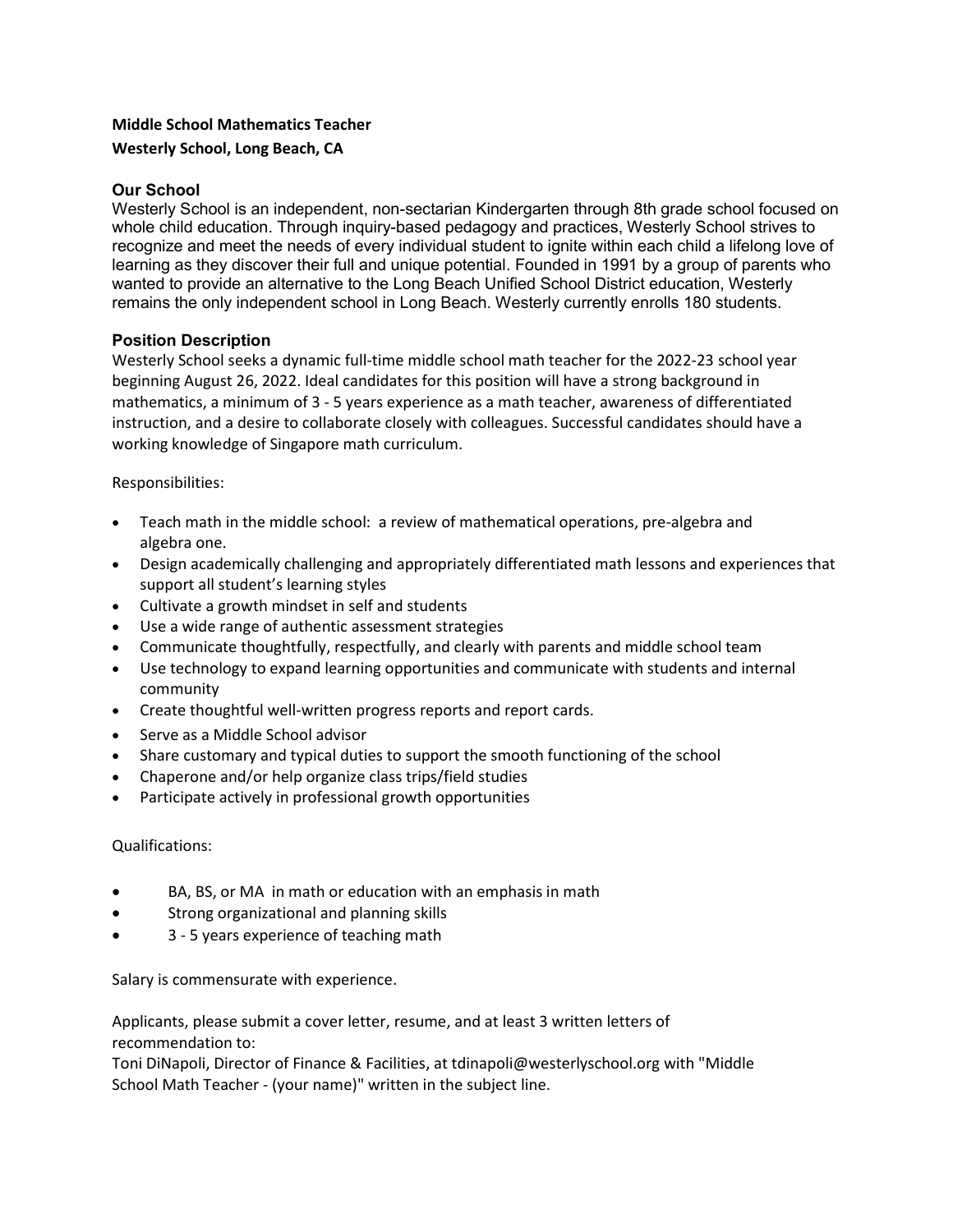**Middle School Mathematics Teacher**

**Westerly School, Long Beach, CA**

## Our School

Westerly School is an independent, non-sectarian Kindergarten through 8th grade school focused on whole child education. Through inquiry-based pedagogy and practices, Westerly School strives to recognize and meet the needs of every individual student to ignite within each child a lifelong love of learning as they discover their full and unique potential. Founded in 1991 by a group of parents who wanted to provide an alternative to the Long Beach Unified School District education, Westerly remains the only independent school in Long Beach. Westerly currently enrolls 180 students.

## Position Description

Westerly School seeks a dynamic full-time middle school math teacher for the 2022-23 school year beginning August 26, 2022. Ideal candidates for this position will have a strong background in mathematics, a minimum of 3 - 5 years experience as a math teacher, awareness of differentiated instruction, and a desire to collaborate closely with colleagues. Successful candidates should have a working knowledge of Singapore math curriculum.

Responsibilities:

- Teach math in the middle school: a review of mathematical operations, pre-algebra and algebra one.
- Design academically challenging and appropriately differentiated math lessons and experiences that support all student's learning styles
- Cultivate a growth mindset in self and students
- Use a wide range of authentic assessment strategies
- Communicate thoughtfully, respectfully, and clearly with parents and middle school team
- Use technology to expand learning opportunities and communicate with students and internal community
- Create thoughtful well-written progress reports and report cards.
- Serve as a Middle School advisor
- Share customary and typical duties to support the smooth functioning of the school
- Chaperone and/or help organize class trips/field studies
- Participate actively in professional growth opportunities

Qualifications:

- BA, BS, or MA in math or education with an emphasis in math
- Strong organizational and planning skills
- 3 - 5 years experience of teaching math

Salary is commensurate with experience.

Applicants, please submit a cover letter, resume, and at least 3 written letters of recommendation to:
Toni DiNapoli, Director of Finance & Facilities, at tdinapoli@westerlyschool.org with "Middle School Math Teacher - (your name)" written in the subject line.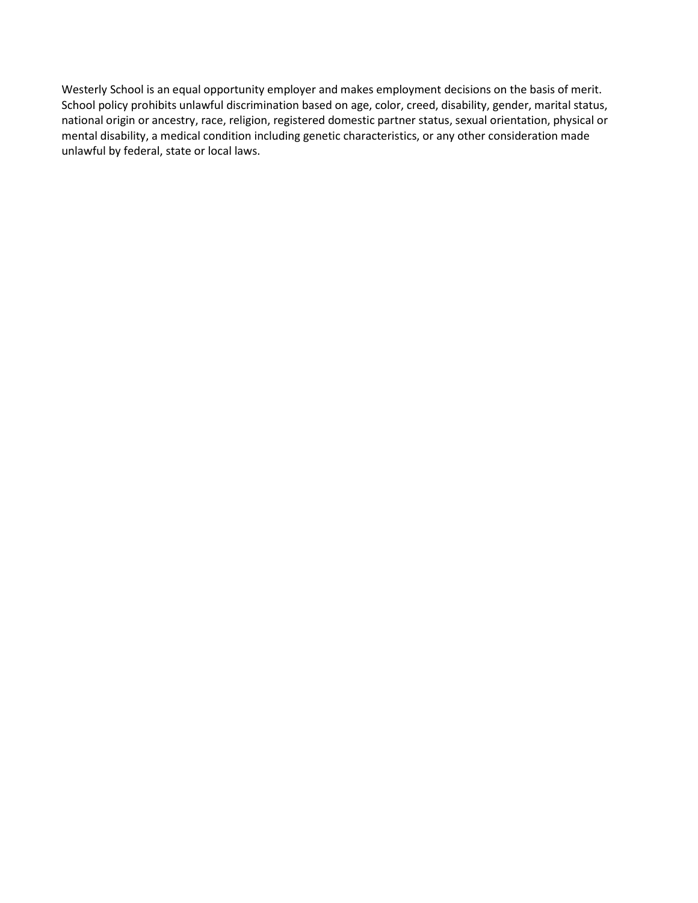Westerly School is an equal opportunity employer and makes employment decisions on the basis of merit. School policy prohibits unlawful discrimination based on age, color, creed, disability, gender, marital status, national origin or ancestry, race, religion, registered domestic partner status, sexual orientation, physical or mental disability, a medical condition including genetic characteristics, or any other consideration made unlawful by federal, state or local laws.